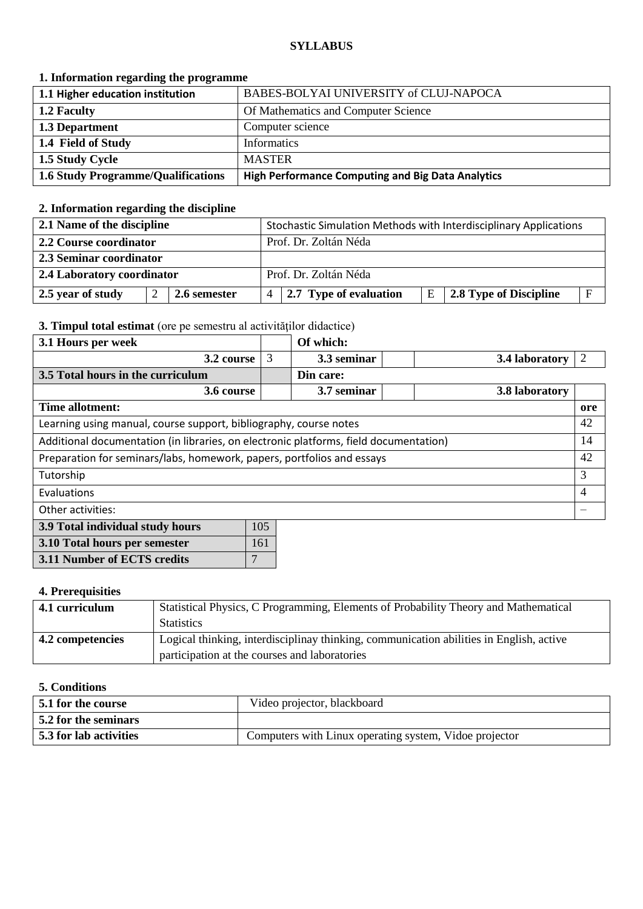**SYLLABUS**

### 1. Information regarding the programme

| | |
|---|---|
| **1.1 Higher education institution** | BABES-BOLYAI UNIVERSITY of CLUJ-NAPOCA |
| **1.2 Faculty** | Of Mathematics and Computer Science |
| **1.3 Department** | Computer science |
| **1.4 Field of Study** | Informatics |
| **1.5 Study Cycle** | MASTER |
| **1.6 Study Programme/Qualifications** | **High Performance Computing and Big Data Analytics** |

### 2. Information regarding the discipline

| | | | | | | | |
|---|---|---|---|---|---|---|---|
| **2.1 Name of the discipline** | | | Stochastic Simulation Methods with Interdisciplinary Applications | | | | |
| **2.2 Course coordinator** | | | Prof. Dr. Zoltán Néda | | | | |
| **2.3 Seminar coordinator** | | | | | | | |
| **2.4 Laboratory coordinator** | | | Prof. Dr. Zoltán Néda | | | | |
| **2.5 year of study** | 2 | **2.6 semester** | 4 | **2.7 Type of evaluation** | E | **2.8 Type of Discipline** | F |

### 3. Timpul total estimat (ore pe semestru al activităţilor didactice)

| | | | | | |
|---|---|---|---|---|---|
| **3.1 Hours per week** | | **Of which:** | | | |
| **3.2 course** | 3 | **3.3 seminar** | | **3.4 laboratory** | 2 |
| **3.5 Total hours in the curriculum** | | **Din care:** | | | |
| **3.6 course** | | **3.7 seminar** | | **3.8 laboratory** | |

| **Time allotment:** | **ore** |
|---|---|
| Learning using manual, course support, bibliography, course notes | 42 |
| Additional documentation (in libraries, on electronic platforms, field documentation) | 14 |
| Preparation for seminars/labs, homework, papers, portfolios and essays | 42 |
| Tutorship | 3 |
| Evaluations | 4 |
| Other activities: | – |

| | |
|---|---|
| **3.9 Total individual study hours** | 105 |
| **3.10 Total hours per semester** | 161 |
| **3.11 Number of ECTS credits** | 7 |

### 4. Prerequisities

| | |
|---|---|
| **4.1 curriculum** | Statistical Physics, C Programming, Elements of Probability Theory and Mathematical Statistics |
| **4.2 competencies** | Logical thinking, interdisciplinay thinking, communication abilities in English, active participation at the courses and laboratories |

### 5. Conditions

| | |
|---|---|
| **5.1 for the course** | Video projector, blackboard |
| **5.2 for the seminars** | |
| **5.3 for lab activities** | Computers with Linux operating system, Vidoe projector |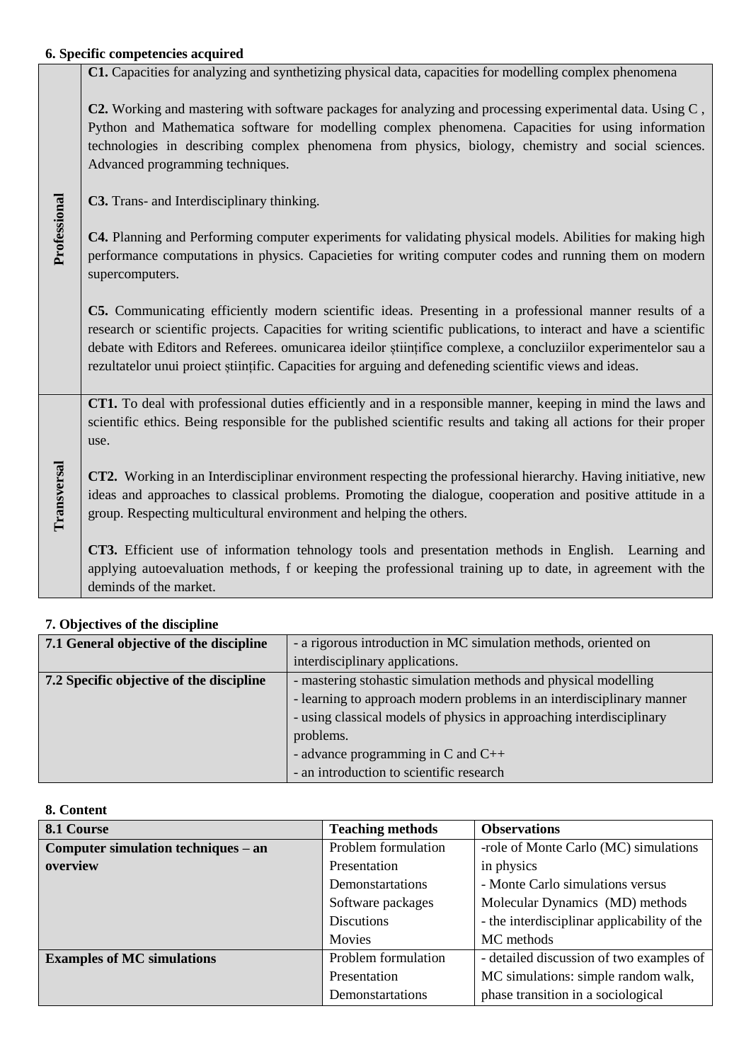### 6. Specific competencies acquired

| | |
|---|---|
| **Professional** | **C1.** Capacities for analyzing and synthetizing physical data, capacities for modelling complex phenomena<br><br>**C2.** Working and mastering with software packages for analyzing and processing experimental data. Using C , Python and Mathematica software for modelling complex phenomena. Capacities for using information technologies in describing complex phenomena from physics, biology, chemistry and social sciences. Advanced programming techniques.<br><br>**C3.** Trans- and Interdisciplinary thinking.<br><br>**C4.** Planning and Performing computer experiments for validating physical models. Abilities for making high performance computations in physics. Capacieties for writing computer codes and running them on modern supercomputers.<br><br>**C5.** Communicating efficiently modern scientific ideas. Presenting in a professional manner results of a research or scientific projects. Capacities for writing scientific publications, to interact and have a scientific debate with Editors and Referees. omunicarea ideilor științifice complexe, a concluziilor experimentelor sau a rezultatelor unui proiect științific. Capacities for arguing and defeneding scientific views and ideas. |
| **Transversal** | **CT1.** To deal with professional duties efficiently and in a responsible manner, keeping in mind the laws and scientific ethics. Being responsible for the published scientific results and taking all actions for their proper use.<br><br>**CT2.** Working in an Interdisciplinar environment respecting the professional hierarchy. Having initiative, new ideas and approaches to classical problems. Promoting the dialogue, cooperation and positive attitude in a group. Respecting multicultural environment and helping the others.<br><br>**CT3.** Efficient use of information tehnology tools and presentation methods in English. Learning and applying autoevaluation methods, f or keeping the professional training up to date, in agreement with the deminds of the market. |

### 7. Objectives of the discipline

| | |
|---|---|
| **7.1 General objective of the discipline** | - a rigorous introduction in MC simulation methods, oriented on interdisciplinary applications. |
| **7.2 Specific objective of the discipline** | - mastering stohastic simulation methods and physical modelling<br>- learning to approach modern problems in an interdisciplinary manner<br>- using classical models of physics in approaching interdisciplinary problems.<br>- advance programming in C and C++<br>- an introduction to scientific research |

### 8. Content

| 8.1 Course | Teaching methods | Observations |
|---|---|---|
| **Computer simulation techniques – an overview** | Problem formulation<br>Presentation<br>Demonstartations<br>Software packages<br>Discutions<br>Movies | -role of Monte Carlo (MC) simulations in physics<br>- Monte Carlo simulations versus Molecular Dynamics (MD) methods<br>- the interdisciplinar applicability of the MC methods |
| **Examples of MC simulations** | Problem formulation<br>Presentation<br>Demonstartations | - detailed discussion of two examples of MC simulations: simple random walk, phase transition in a sociological |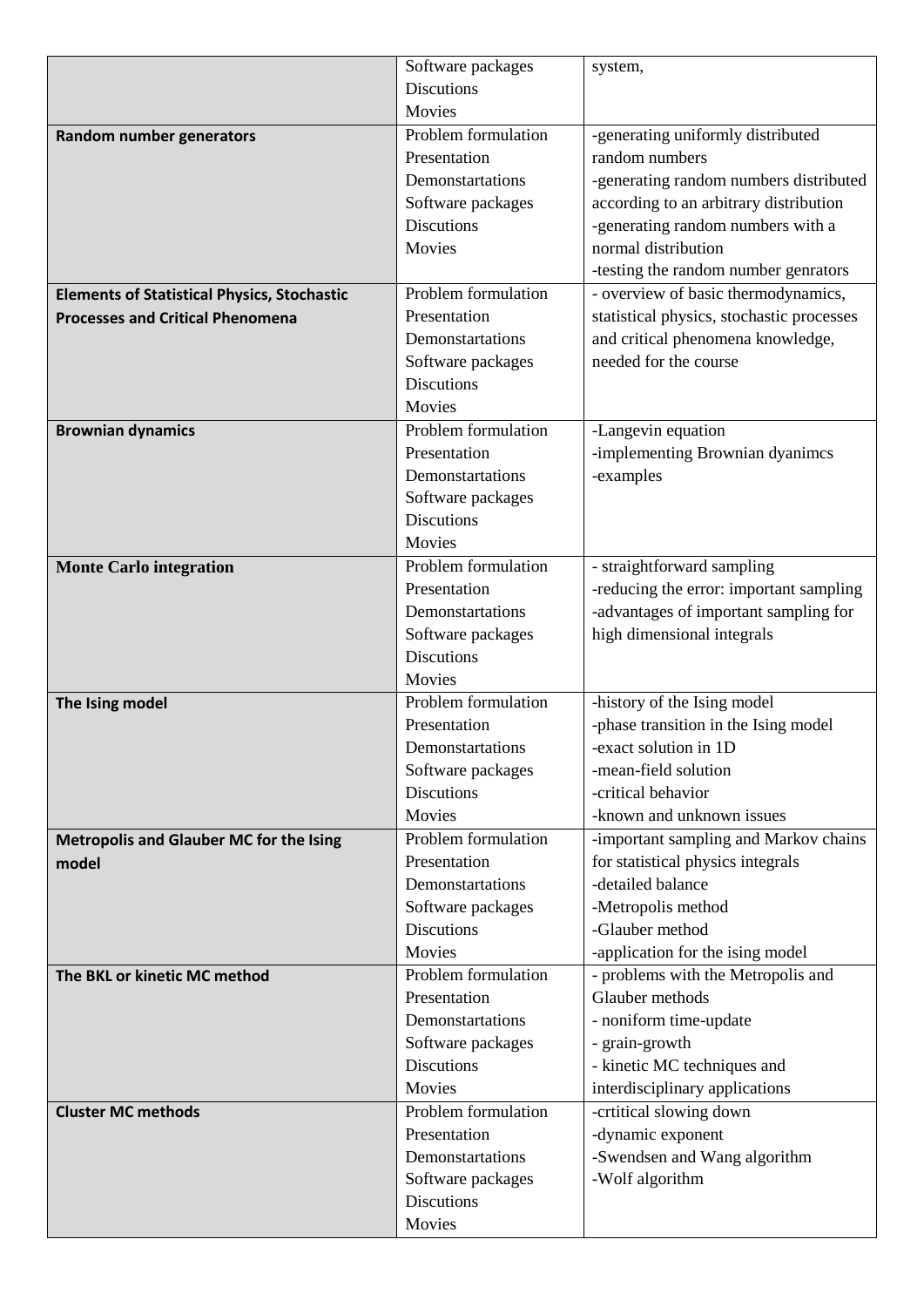| | | |
|---|---|---|
| | Software packages<br>Discutions<br>Movies | system, |
| **Random number generators** | Problem formulation<br>Presentation<br>Demonstartations<br>Software packages<br>Discutions<br>Movies | -generating uniformly distributed random numbers<br>-generating random numbers distributed according to an arbitrary distribution<br>-generating random numbers with a normal distribution<br>-testing the random number genrators |
| **Elements of Statistical Physics, Stochastic Processes and Critical Phenomena** | Problem formulation<br>Presentation<br>Demonstartations<br>Software packages<br>Discutions<br>Movies | - overview of basic thermodynamics, statistical physics, stochastic processes and critical phenomena knowledge, needed for the course |
| **Brownian dynamics** | Problem formulation<br>Presentation<br>Demonstartations<br>Software packages<br>Discutions<br>Movies | -Langevin equation<br>-implementing Brownian dyanimcs<br>-examples |
| **Monte Carlo integration** | Problem formulation<br>Presentation<br>Demonstartations<br>Software packages<br>Discutions<br>Movies | - straightforward sampling<br>-reducing the error: important sampling<br>-advantages of important sampling for high dimensional integrals |
| **The Ising model** | Problem formulation<br>Presentation<br>Demonstartations<br>Software packages<br>Discutions<br>Movies | -history of the Ising model<br>-phase transition in the Ising model<br>-exact solution in 1D<br>-mean-field solution<br>-critical behavior<br>-known and unknown issues |
| **Metropolis and Glauber MC for the Ising model** | Problem formulation<br>Presentation<br>Demonstartations<br>Software packages<br>Discutions<br>Movies | -important sampling and Markov chains for statistical physics integrals<br>-detailed balance<br>-Metropolis method<br>-Glauber method<br>-application for the ising model |
| **The BKL or kinetic MC method** | Problem formulation<br>Presentation<br>Demonstartations<br>Software packages<br>Discutions<br>Movies | - problems with the Metropolis and Glauber methods<br>- noniform time-update<br>- grain-growth<br>- kinetic MC techniques and interdisciplinary applications |
| **Cluster MC methods** | Problem formulation<br>Presentation<br>Demonstartations<br>Software packages<br>Discutions<br>Movies | -crtitical slowing down<br>-dynamic exponent<br>-Swendsen and Wang algorithm<br>-Wolf algorithm |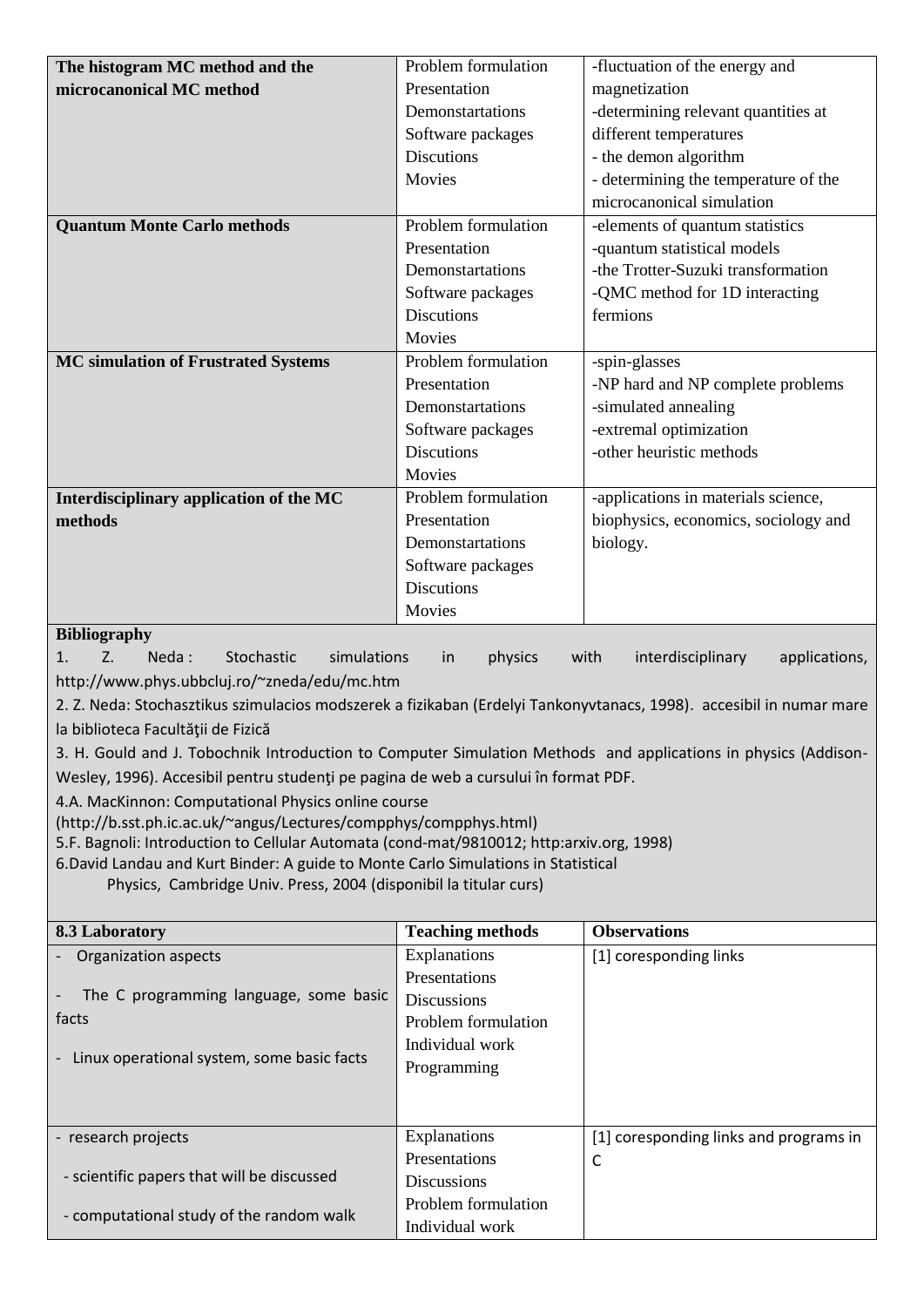| | | |
|---|---|---|
| **The histogram MC method and the microcanonical MC method** | Problem formulation<br>Presentation<br>Demonstartations<br>Software packages<br>Discutions<br>Movies | -fluctuation of the energy and magnetization<br>-determining relevant quantities at different temperatures<br>- the demon algorithm<br>- determining the temperature of the microcanonical simulation |
| **Quantum Monte Carlo methods** | Problem formulation<br>Presentation<br>Demonstartations<br>Software packages<br>Discutions<br>Movies | -elements of quantum statistics<br>-quantum statistical models<br>-the Trotter-Suzuki transformation<br>-QMC method for 1D interacting fermions |
| **MC simulation of Frustrated Systems** | Problem formulation<br>Presentation<br>Demonstartations<br>Software packages<br>Discutions<br>Movies | -spin-glasses<br>-NP hard and NP complete problems<br>-simulated annealing<br>-extremal optimization<br>-other heuristic methods |
| **Interdisciplinary application of the MC methods** | Problem formulation<br>Presentation<br>Demonstartations<br>Software packages<br>Discutions<br>Movies | -applications in materials science, biophysics, economics, sociology and biology. |

**Bibliography**

1. Z. Neda : Stochastic simulations in physics with interdisciplinary applications, http://www.phys.ubbcluj.ro/~zneda/edu/mc.htm
2. Z. Neda: Stochasztikus szimulacios modszerek a fizikaban (Erdelyi Tankonyvtanacs, 1998). accesibil in numar mare la biblioteca Facultăţii de Fizică
3. H. Gould and J. Tobochnik Introduction to Computer Simulation Methods and applications in physics (Addison-Wesley, 1996). Accesibil pentru studenţi pe pagina de web a cursului în format PDF.
4. A. MacKinnon: Computational Physics online course (http://b.sst.ph.ic.ac.uk/~angus/Lectures/compphys/compphys.html)
5. F. Bagnoli: Introduction to Cellular Automata (cond-mat/9810012; http:arxiv.org, 1998)
6. David Landau and Kurt Binder: A guide to Monte Carlo Simulations in Statistical Physics, Cambridge Univ. Press, 2004 (disponibil la titular curs)

| **8.3 Laboratory** | **Teaching methods** | **Observations** |
|---|---|---|
| - Organization aspects<br>- The C programming language, some basic facts<br>- Linux operational system, some basic facts | Explanations<br>Presentations<br>Discussions<br>Problem formulation<br>Individual work<br>Programming | [1] coresponding links |
| - research projects<br>- scientific papers that will be discussed<br>- computational study of the random walk | Explanations<br>Presentations<br>Discussions<br>Problem formulation<br>Individual work | [1] coresponding links and programs in C |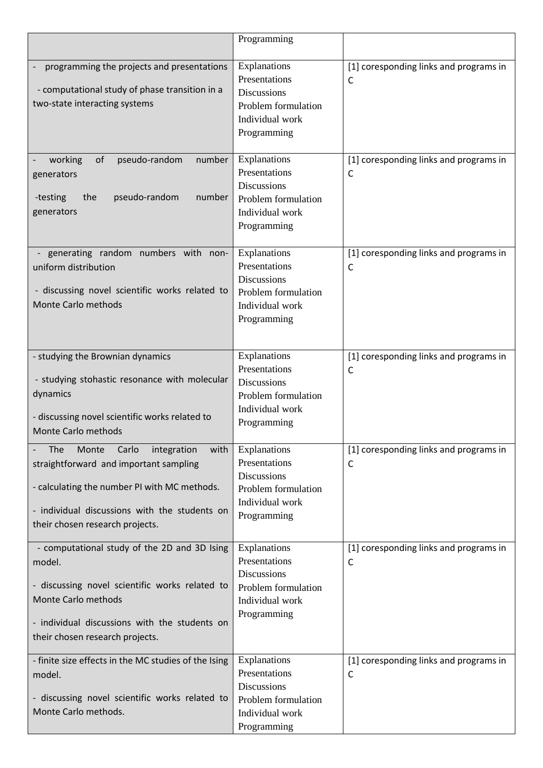| | | |
|---|---|---|
| | Programming | |
| - programming the projects and presentations<br>- computational study of phase transition in a two-state interacting systems | Explanations<br>Presentations<br>Discussions<br>Problem formulation<br>Individual work<br>Programming | [1] coresponding links and programs in C |
| - working of pseudo-random number generators<br>-testing the pseudo-random number generators | Explanations<br>Presentations<br>Discussions<br>Problem formulation<br>Individual work<br>Programming | [1] coresponding links and programs in C |
| - generating random numbers with non-uniform distribution<br>- discussing novel scientific works related to Monte Carlo methods | Explanations<br>Presentations<br>Discussions<br>Problem formulation<br>Individual work<br>Programming | [1] coresponding links and programs in C |
| - studying the Brownian dynamics<br>- studying stohastic resonance with molecular dynamics<br>- discussing novel scientific works related to Monte Carlo methods | Explanations<br>Presentations<br>Discussions<br>Problem formulation<br>Individual work<br>Programming | [1] coresponding links and programs in C |
| - The Monte Carlo integration with straightforward and important sampling<br>- calculating the number PI with MC methods.<br>- individual discussions with the students on their chosen research projects. | Explanations<br>Presentations<br>Discussions<br>Problem formulation<br>Individual work<br>Programming | [1] coresponding links and programs in C |
| - computational study of the 2D and 3D Ising model.<br>- discussing novel scientific works related to Monte Carlo methods<br>- individual discussions with the students on their chosen research projects. | Explanations<br>Presentations<br>Discussions<br>Problem formulation<br>Individual work<br>Programming | [1] coresponding links and programs in C |
| - finite size effects in the MC studies of the Ising model.<br>- discussing novel scientific works related to Monte Carlo methods. | Explanations<br>Presentations<br>Discussions<br>Problem formulation<br>Individual work<br>Programming | [1] coresponding links and programs in C |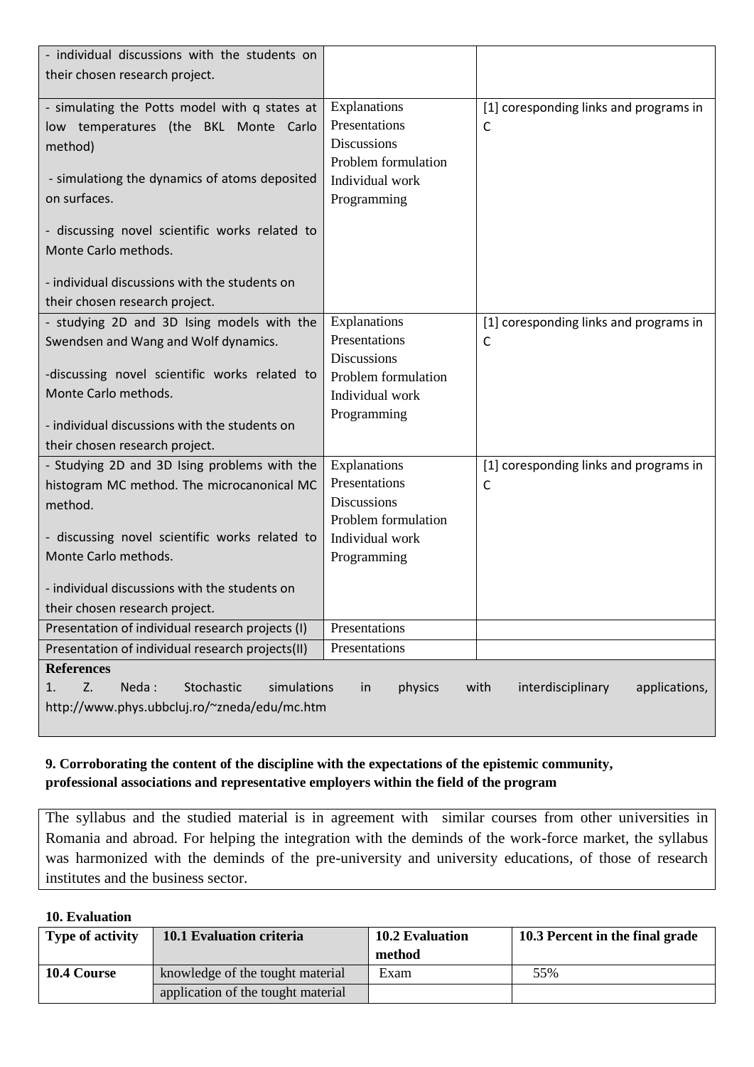| | | |
|---|---|---|
| - individual discussions with the students on their chosen research project. | | |
| - simulating the Potts model with q states at low temperatures (the BKL Monte Carlo method)<br><br>- simulationg the dynamics of atoms deposited on surfaces.<br><br>- discussing novel scientific works related to Monte Carlo methods.<br><br>- individual discussions with the students on their chosen research project. | Explanations<br>Presentations<br>Discussions<br>Problem formulation<br>Individual work<br>Programming | [1] coresponding links and programs in C |
| - studying 2D and 3D Ising models with the Swendsen and Wang and Wolf dynamics.<br><br>-discussing novel scientific works related to Monte Carlo methods.<br><br>- individual discussions with the students on their chosen research project. | Explanations<br>Presentations<br>Discussions<br>Problem formulation<br>Individual work<br>Programming | [1] coresponding links and programs in C |
| - Studying 2D and 3D Ising problems with the histogram MC method. The microcanonical MC method.<br><br>- discussing novel scientific works related to Monte Carlo methods.<br><br>- individual discussions with the students on their chosen research project. | Explanations<br>Presentations<br>Discussions<br>Problem formulation<br>Individual work<br>Programming | [1] coresponding links and programs in C |
| Presentation of individual research projects (I) | Presentations | |
| Presentation of individual research projects(II) | Presentations | |

**References**

1. Z. Neda : Stochastic simulations in physics with interdisciplinary applications, http://www.phys.ubbcluj.ro/~zneda/edu/mc.htm

**9. Corroborating the content of the discipline with the expectations of the epistemic community, professional associations and representative employers within the field of the program**

The syllabus and the studied material is in agreement with similar courses from other universities in Romania and abroad. For helping the integration with the deminds of the work-force market, the syllabus was harmonized with the deminds of the pre-university and university educations, of those of research institutes and the business sector.

**10. Evaluation**

| Type of activity | 10.1 Evaluation criteria | 10.2 Evaluation method | 10.3 Percent in the final grade |
|---|---|---|---|
| **10.4 Course** | knowledge of the tought material | Exam | 55% |
| | application of the tought material | | |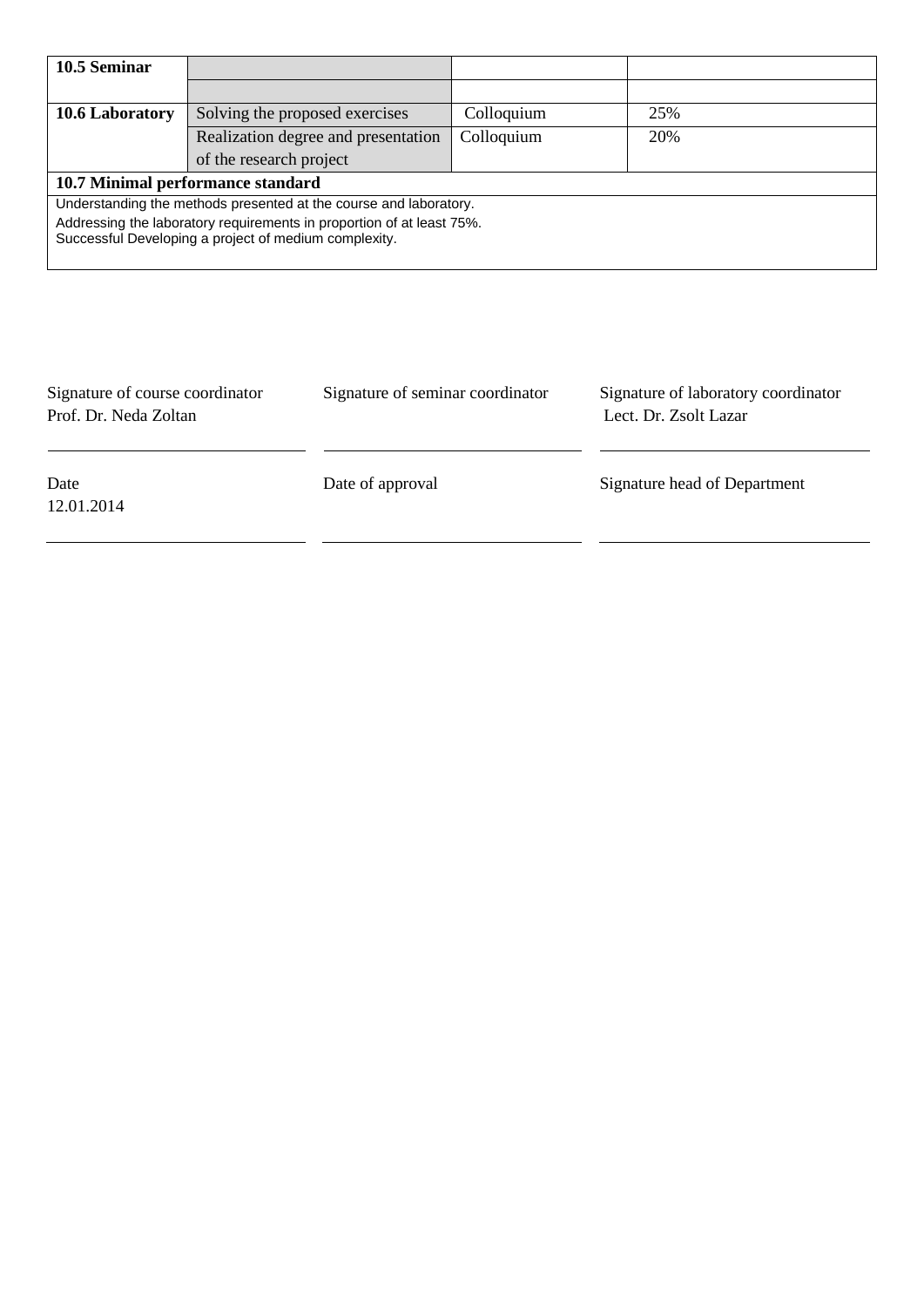| | | | |
|---|---|---|---|
| **10.5 Seminar** | | | |
| | | | |
| **10.6 Laboratory** | Solving the proposed exercises | Colloquium | 25% |
| | Realization degree and presentation of the research project | Colloquium | 20% |

**10.7 Minimal performance standard**

Understanding the methods presented at the course and laboratory.
Addressing the laboratory requirements in proportion of at least 75%.
Successful Developing a project of medium complexity.

| | | |
|---|---|---|
| Signature of course coordinator<br>Prof. Dr. Neda Zoltan | Signature of seminar coordinator | Signature of laboratory coordinator<br>Lect. Dr. Zsolt Lazar |
| Date<br>12.01.2014 | Date of approval | Signature head of Department |